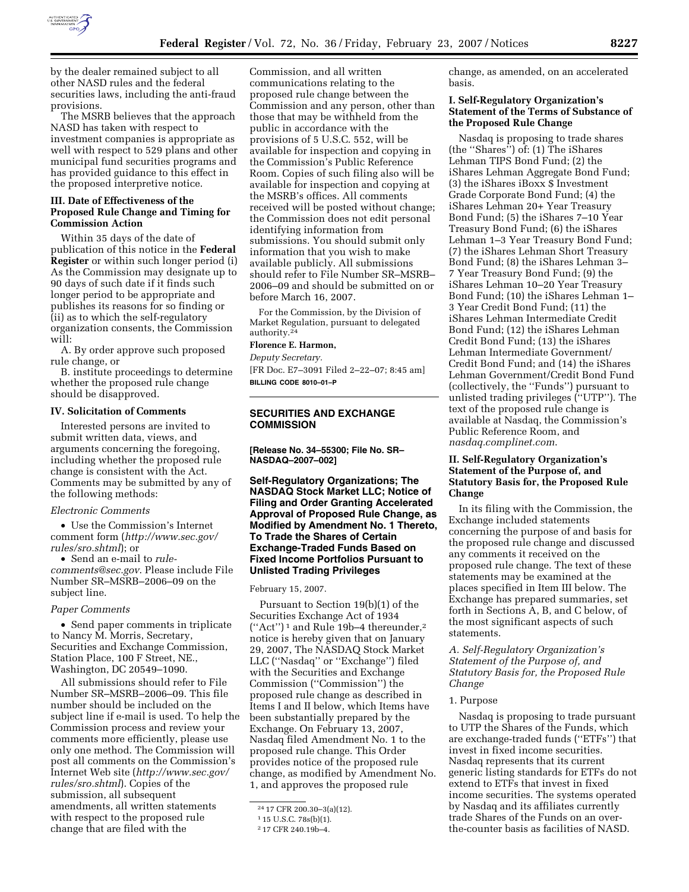by the dealer remained subject to all other NASD rules and the federal securities laws, including the anti-fraud provisions.

The MSRB believes that the approach NASD has taken with respect to investment companies is appropriate as well with respect to 529 plans and other municipal fund securities programs and has provided guidance to this effect in the proposed interpretive notice.

### III. Date of Effectiveness of the Proposed Rule Change and Timing for Commission Action

Within 35 days of the date of publication of this notice in the **Federal Register** or within such longer period (i) As the Commission may designate up to 90 days of such date if it finds such longer period to be appropriate and publishes its reasons for so finding or (ii) as to which the self-regulatory organization consents, the Commission will:

A. By order approve such proposed rule change, or

B. institute proceedings to determine whether the proposed rule change should be disapproved.

### IV. Solicitation of Comments

Interested persons are invited to submit written data, views, and arguments concerning the foregoing, including whether the proposed rule change is consistent with the Act. Comments may be submitted by any of the following methods:

*Electronic Comments*

- Use the Commission's Internet comment form (*http://www.sec.gov/rules/sro.shtml*); or
- Send an e-mail to *rule-comments@sec.gov*. Please include File Number SR–MSRB–2006–09 on the subject line.

*Paper Comments*

- Send paper comments in triplicate to Nancy M. Morris, Secretary, Securities and Exchange Commission, Station Place, 100 F Street, NE., Washington, DC 20549–1090.

All submissions should refer to File Number SR–MSRB–2006–09. This file number should be included on the subject line if e-mail is used. To help the Commission process and review your comments more efficiently, please use only one method. The Commission will post all comments on the Commission's Internet Web site (*http://www.sec.gov/rules/sro.shtml*). Copies of the submission, all subsequent amendments, all written statements with respect to the proposed rule change that are filed with the Commission, and all written communications relating to the proposed rule change between the Commission and any person, other than those that may be withheld from the public in accordance with the provisions of 5 U.S.C. 552, will be available for inspection and copying in the Commission's Public Reference Room. Copies of such filing also will be available for inspection and copying at the MSRB's offices. All comments received will be posted without change; the Commission does not edit personal identifying information from submissions. You should submit only information that you wish to make available publicly. All submissions should refer to File Number SR–MSRB–2006–09 and should be submitted on or before March 16, 2007.

For the Commission, by the Division of Market Regulation, pursuant to delegated authority.[24]

**Florence E. Harmon,**

*Deputy Secretary.*

[FR Doc. E7–3091 Filed 2–22–07; 8:45 am]

**BILLING CODE 8010–01–P**

---

## SECURITIES AND EXCHANGE COMMISSION

**[Release No. 34–55300; File No. SR–NASDAQ–2007–002]**

## Self-Regulatory Organizations; The NASDAQ Stock Market LLC; Notice of Filing and Order Granting Accelerated Approval of Proposed Rule Change, as Modified by Amendment No. 1 Thereto, To Trade the Shares of Certain Exchange-Traded Funds Based on Fixed Income Portfolios Pursuant to Unlisted Trading Privileges

February 15, 2007.

Pursuant to Section 19(b)(1) of the Securities Exchange Act of 1934 ("Act")[1] and Rule 19b–4 thereunder,[2] notice is hereby given that on January 29, 2007, The NASDAQ Stock Market LLC ("Nasdaq" or "Exchange") filed with the Securities and Exchange Commission ("Commission") the proposed rule change as described in Items I and II below, which Items have been substantially prepared by the Exchange. On February 13, 2007, Nasdaq filed Amendment No. 1 to the proposed rule change. This Order provides notice of the proposed rule change, as modified by Amendment No. 1, and approves the proposed rule change, as amended, on an accelerated basis.

[24] 17 CFR 200.30–3(a)(12).

[1] 15 U.S.C. 78s(b)(1).

[2] 17 CFR 240.19b–4.

### I. Self-Regulatory Organization's Statement of the Terms of Substance of the Proposed Rule Change

Nasdaq is proposing to trade shares (the "Shares") of: (1) The iShares Lehman TIPS Bond Fund; (2) the iShares Lehman Aggregate Bond Fund; (3) the iShares iBoxx $ Investment Grade Corporate Bond Fund; (4) the iShares Lehman 20+ Year Treasury Bond Fund; (5) the iShares 7–10 Year Treasury Bond Fund; (6) the iShares Lehman 1–3 Year Treasury Bond Fund; (7) the iShares Lehman Short Treasury Bond Fund; (8) the iShares Lehman 3–7 Year Treasury Bond Fund; (9) the iShares Lehman 10–20 Year Treasury Bond Fund; (10) the iShares Lehman 1–3 Year Credit Bond Fund; (11) the iShares Lehman Intermediate Credit Bond Fund; (12) the iShares Lehman Credit Bond Fund; (13) the iShares Lehman Intermediate Government/Credit Bond Fund; and (14) the iShares Lehman Government/Credit Bond Fund (collectively, the "Funds") pursuant to unlisted trading privileges ("UTP"). The text of the proposed rule change is available at Nasdaq, the Commission's Public Reference Room, and *nasdaq.complinet.com*.

### II. Self-Regulatory Organization's Statement of the Purpose of, and Statutory Basis for, the Proposed Rule Change

In its filing with the Commission, the Exchange included statements concerning the purpose of and basis for the proposed rule change and discussed any comments it received on the proposed rule change. The text of these statements may be examined at the places specified in Item III below. The Exchange has prepared summaries, set forth in Sections A, B, and C below, of the most significant aspects of such statements.

*A. Self-Regulatory Organization's Statement of the Purpose of, and Statutory Basis for, the Proposed Rule Change*

1. Purpose

Nasdaq is proposing to trade pursuant to UTP the Shares of the Funds, which are exchange-traded funds ("ETFs") that invest in fixed income securities. Nasdaq represents that its current generic listing standards for ETFs do not extend to ETFs that invest in fixed income securities. The systems operated by Nasdaq and its affiliates currently trade Shares of the Funds on an over-the-counter basis as facilities of NASD.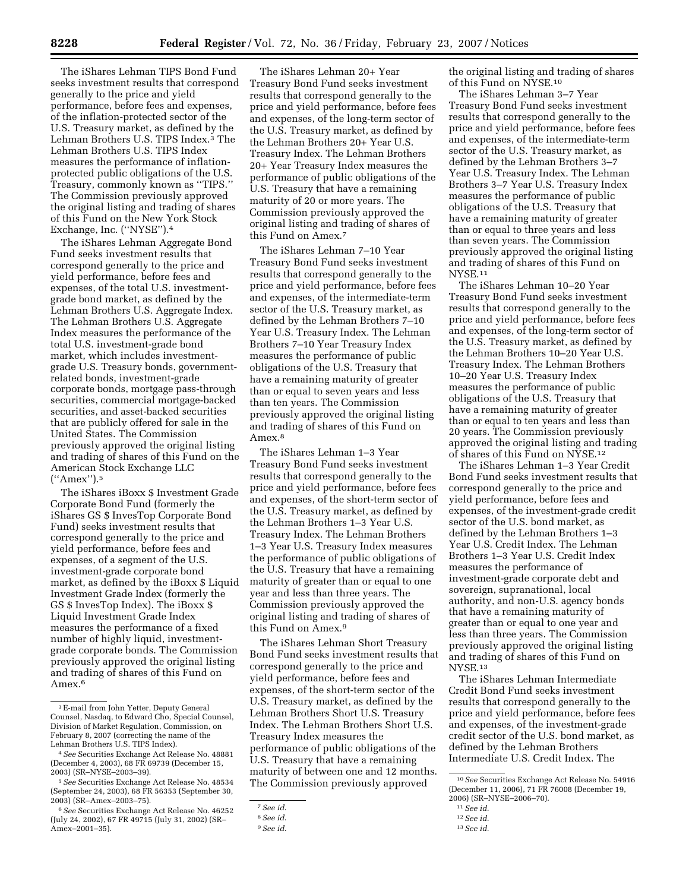The iShares Lehman TIPS Bond Fund seeks investment results that correspond generally to the price and yield performance, before fees and expenses, of the inflation-protected sector of the U.S. Treasury market, as defined by the Lehman Brothers U.S. TIPS Index.[3] The Lehman Brothers U.S. TIPS Index measures the performance of inflation-protected public obligations of the U.S. Treasury, commonly known as ''TIPS.'' The Commission previously approved the original listing and trading of shares of this Fund on the New York Stock Exchange, Inc. (''NYSE'').[4]

The iShares Lehman Aggregate Bond Fund seeks investment results that correspond generally to the price and yield performance, before fees and expenses, of the total U.S. investment-grade bond market, as defined by the Lehman Brothers U.S. Aggregate Index. The Lehman Brothers U.S. Aggregate Index measures the performance of the total U.S. investment-grade bond market, which includes investment-grade U.S. Treasury bonds, government-related bonds, investment-grade corporate bonds, mortgage pass-through securities, commercial mortgage-backed securities, and asset-backed securities that are publicly offered for sale in the United States. The Commission previously approved the original listing and trading of shares of this Fund on the American Stock Exchange LLC (''Amex'').[5]

The iShares iBoxx $ Investment Grade Corporate Bond Fund (formerly the iShares GS $ InvesTop Corporate Bond Fund) seeks investment results that correspond generally to the price and yield performance, before fees and expenses, of a segment of the U.S. investment-grade corporate bond market, as defined by the iBoxx $ Liquid Investment Grade Index (formerly the GS $ InvesTop Index). The iBoxx $ Liquid Investment Grade Index measures the performance of a fixed number of highly liquid, investment-grade corporate bonds. The Commission previously approved the original listing and trading of shares of this Fund on Amex.[6]

The iShares Lehman 20+ Year Treasury Bond Fund seeks investment results that correspond generally to the price and yield performance, before fees and expenses, of the long-term sector of the U.S. Treasury market, as defined by the Lehman Brothers 20+ Year U.S. Treasury Index. The Lehman Brothers 20+ Year Treasury Index measures the performance of public obligations of the U.S. Treasury that have a remaining maturity of 20 or more years. The Commission previously approved the original listing and trading of shares of this Fund on Amex.[7]

The iShares Lehman 7–10 Year Treasury Bond Fund seeks investment results that correspond generally to the price and yield performance, before fees and expenses, of the intermediate-term sector of the U.S. Treasury market, as defined by the Lehman Brothers 7–10 Year U.S. Treasury Index. The Lehman Brothers 7–10 Year Treasury Index measures the performance of public obligations of the U.S. Treasury that have a remaining maturity of greater than or equal to seven years and less than ten years. The Commission previously approved the original listing and trading of shares of this Fund on Amex.[8]

The iShares Lehman 1–3 Year Treasury Bond Fund seeks investment results that correspond generally to the price and yield performance, before fees and expenses, of the short-term sector of the U.S. Treasury market, as defined by the Lehman Brothers 1–3 Year U.S. Treasury Index. The Lehman Brothers 1–3 Year U.S. Treasury Index measures the performance of public obligations of the U.S. Treasury that have a remaining maturity of greater than or equal to one year and less than three years. The Commission previously approved the original listing and trading of shares of this Fund on Amex.[9]

The iShares Lehman Short Treasury Bond Fund seeks investment results that correspond generally to the price and yield performance, before fees and expenses, of the short-term sector of the U.S. Treasury market, as defined by the Lehman Brothers Short U.S. Treasury Index. The Lehman Brothers Short U.S. Treasury Index measures the performance of public obligations of the U.S. Treasury that have a remaining maturity of between one and 12 months. The Commission previously approved the original listing and trading of shares of this Fund on NYSE.[10]

The iShares Lehman 3–7 Year Treasury Bond Fund seeks investment results that correspond generally to the price and yield performance, before fees and expenses, of the intermediate-term sector of the U.S. Treasury market, as defined by the Lehman Brothers 3–7 Year U.S. Treasury Index. The Lehman Brothers 3–7 Year U.S. Treasury Index measures the performance of public obligations of the U.S. Treasury that have a remaining maturity of greater than or equal to three years and less than seven years. The Commission previously approved the original listing and trading of shares of this Fund on NYSE.[11]

The iShares Lehman 10–20 Year Treasury Bond Fund seeks investment results that correspond generally to the price and yield performance, before fees and expenses, of the long-term sector of the U.S. Treasury market, as defined by the Lehman Brothers 10–20 Year U.S. Treasury Index. The Lehman Brothers 10–20 Year U.S. Treasury Index measures the performance of public obligations of the U.S. Treasury that have a remaining maturity of greater than or equal to ten years and less than 20 years. The Commission previously approved the original listing and trading of shares of this Fund on NYSE.[12]

The iShares Lehman 1–3 Year Credit Bond Fund seeks investment results that correspond generally to the price and yield performance, before fees and expenses, of the investment-grade credit sector of the U.S. bond market, as defined by the Lehman Brothers 1–3 Year U.S. Credit Index. The Lehman Brothers 1–3 Year U.S. Credit Index measures the performance of investment-grade corporate debt and sovereign, supranational, local authority, and non-U.S. agency bonds that have a remaining maturity of greater than or equal to one year and less than three years. The Commission previously approved the original listing and trading of shares of this Fund on NYSE.[13]

The iShares Lehman Intermediate Credit Bond Fund seeks investment results that correspond generally to the price and yield performance, before fees and expenses, of the investment-grade credit sector of the U.S. bond market, as defined by the Lehman Brothers Intermediate U.S. Credit Index. The

---

[3] E-mail from John Yetter, Deputy General Counsel, Nasdaq, to Edward Cho, Special Counsel, Division of Market Regulation, Commission, on February 8, 2007 (correcting the name of the Lehman Brothers U.S. TIPS Index).

[4] *See* Securities Exchange Act Release No. 48881 (December 4, 2003), 68 FR 69739 (December 15, 2003) (SR–NYSE–2003–39).

[5] *See* Securities Exchange Act Release No. 48534 (September 24, 2003), 68 FR 56353 (September 30, 2003) (SR–Amex–2003–75).

[6] *See* Securities Exchange Act Release No. 46252 (July 24, 2002), 67 FR 49715 (July 31, 2002) (SR–Amex–2001–35).

[7] *See id.*

[8] *See id.*

[9] *See id.*

[10] *See* Securities Exchange Act Release No. 54916 (December 11, 2006), 71 FR 76008 (December 19, 2006) (SR–NYSE–2006–70).

[11] *See id.*

[12] *See id.*

[13] *See id.*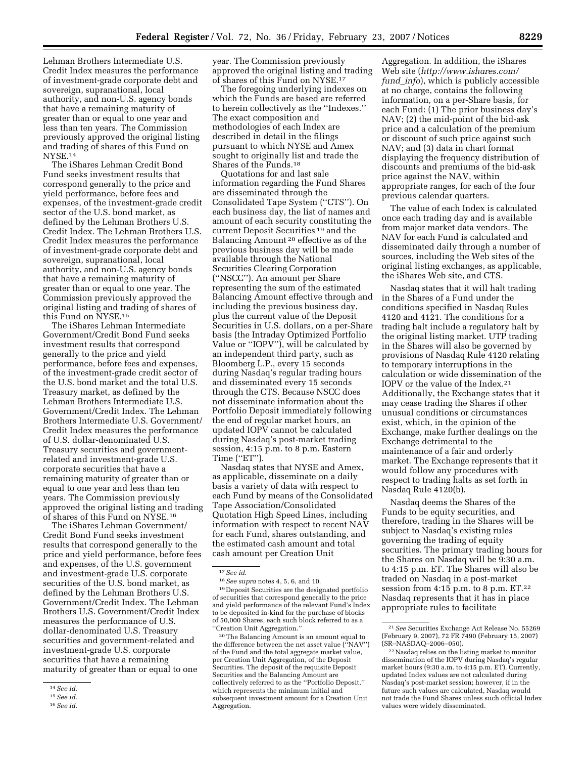Lehman Brothers Intermediate U.S. Credit Index measures the performance of investment-grade corporate debt and sovereign, supranational, local authority, and non-U.S. agency bonds that have a remaining maturity of greater than or equal to one year and less than ten years. The Commission previously approved the original listing and trading of shares of this Fund on NYSE.[14]

The iShares Lehman Credit Bond Fund seeks investment results that correspond generally to the price and yield performance, before fees and expenses, of the investment-grade credit sector of the U.S. bond market, as defined by the Lehman Brothers U.S. Credit Index. The Lehman Brothers U.S. Credit Index measures the performance of investment-grade corporate debt and sovereign, supranational, local authority, and non-U.S. agency bonds that have a remaining maturity of greater than or equal to one year. The Commission previously approved the original listing and trading of shares of this Fund on NYSE.[15]

The iShares Lehman Intermediate Government/Credit Bond Fund seeks investment results that correspond generally to the price and yield performance, before fees and expenses, of the investment-grade credit sector of the U.S. bond market and the total U.S. Treasury market, as defined by the Lehman Brothers Intermediate U.S. Government/Credit Index. The Lehman Brothers Intermediate U.S. Government/Credit Index measures the performance of U.S. dollar-denominated U.S. Treasury securities and government-related and investment-grade U.S. corporate securities that have a remaining maturity of greater than or equal to one year and less than ten years. The Commission previously approved the original listing and trading of shares of this Fund on NYSE.[16]

The iShares Lehman Government/Credit Bond Fund seeks investment results that correspond generally to the price and yield performance, before fees and expenses, of the U.S. government and investment-grade U.S. corporate securities of the U.S. bond market, as defined by the Lehman Brothers U.S. Government/Credit Index. The Lehman Brothers U.S. Government/Credit Index measures the performance of U.S. dollar-denominated U.S. Treasury securities and government-related and investment-grade U.S. corporate securities that have a remaining maturity of greater than or equal to one year. The Commission previously approved the original listing and trading of shares of this Fund on NYSE.[17]

The foregoing underlying indexes on which the Funds are based are referred to herein collectively as the "Indexes." The exact composition and methodologies of each Index are described in detail in the filings pursuant to which NYSE and Amex sought to originally list and trade the Shares of the Funds.[18]

Quotations for and last sale information regarding the Fund Shares are disseminated through the Consolidated Tape System ("CTS"). On each business day, the list of names and amount of each security constituting the current Deposit Securities [19] and the Balancing Amount [20] effective as of the previous business day will be made available through the National Securities Clearing Corporation ("NSCC"). An amount per Share representing the sum of the estimated Balancing Amount effective through and including the previous business day, plus the current value of the Deposit Securities in U.S. dollars, on a per-Share basis (the Intraday Optimized Portfolio Value or "IOPV"), will be calculated by an independent third party, such as Bloomberg L.P., every 15 seconds during Nasdaq's regular trading hours and disseminated every 15 seconds through the CTS. Because NSCC does not disseminate information about the Portfolio Deposit immediately following the end of regular market hours, an updated IOPV cannot be calculated during Nasdaq's post-market trading session, 4:15 p.m. to 8 p.m. Eastern Time ("ET").

Nasdaq states that NYSE and Amex, as applicable, disseminate on a daily basis a variety of data with respect to each Fund by means of the Consolidated Tape Association/Consolidated Quotation High Speed Lines, including information with respect to recent NAV for each Fund, shares outstanding, and the estimated cash amount and total cash amount per Creation Unit Aggregation. In addition, the iShares Web site (*http://www.ishares.com/fund_info*), which is publicly accessible at no charge, contains the following information, on a per-Share basis, for each Fund: (1) The prior business day's NAV; (2) the mid-point of the bid-ask price and a calculation of the premium or discount of such price against such NAV; and (3) data in chart format displaying the frequency distribution of discounts and premiums of the bid-ask price against the NAV, within appropriate ranges, for each of the four previous calendar quarters.

The value of each Index is calculated once each trading day and is available from major market data vendors. The NAV for each Fund is calculated and disseminated daily through a number of sources, including the Web sites of the original listing exchanges, as applicable, the iShares Web site, and CTS.

Nasdaq states that it will halt trading in the Shares of a Fund under the conditions specified in Nasdaq Rules 4120 and 4121. The conditions for a trading halt include a regulatory halt by the original listing market. UTP trading in the Shares will also be governed by provisions of Nasdaq Rule 4120 relating to temporary interruptions in the calculation or wide dissemination of the IOPV or the value of the Index.[21] Additionally, the Exchange states that it may cease trading the Shares if other unusual conditions or circumstances exist, which, in the opinion of the Exchange, make further dealings on the Exchange detrimental to the maintenance of a fair and orderly market. The Exchange represents that it would follow any procedures with respect to trading halts as set forth in Nasdaq Rule 4120(b).

Nasdaq deems the Shares of the Funds to be equity securities, and therefore, trading in the Shares will be subject to Nasdaq's existing rules governing the trading of equity securities. The primary trading hours for the Shares on Nasdaq will be 9:30 a.m. to 4:15 p.m. ET. The Shares will also be traded on Nasdaq in a post-market session from 4:15 p.m. to 8 p.m. ET.[22] Nasdaq represents that it has in place appropriate rules to facilitate

---

[14] *See id.*

[15] *See id.*

[16] *See id.*

[17] *See id.*

[18] *See supra* notes 4, 5, 6, and 10.

[19] Deposit Securities are the designated portfolio of securities that correspond generally to the price and yield performance of the relevant Fund's Index to be deposited in-kind for the purchase of blocks of 50,000 Shares, each such block referred to as a "Creation Unit Aggregation."

[20] The Balancing Amount is an amount equal to the difference between the net asset value ("NAV") of the Fund and the total aggregate market value, per Creation Unit Aggregation, of the Deposit Securities. The deposit of the requisite Deposit Securities and the Balancing Amount are collectively referred to as the "Portfolio Deposit," which represents the minimum initial and subsequent investment amount for a Creation Unit Aggregation.

[21] *See* Securities Exchange Act Release No. 55269 (February 9, 2007), 72 FR 7490 (February 15, 2007) (SR–NASDAQ–2006–050).

[22] Nasdaq relies on the listing market to monitor dissemination of the IOPV during Nasdaq's regular market hours (9:30 a.m. to 4:15 p.m. ET). Currently, updated Index values are not calculated during Nasdaq's post-market session; however, if in the future such values are calculated, Nasdaq would not trade the Fund Shares unless such official Index values were widely disseminated.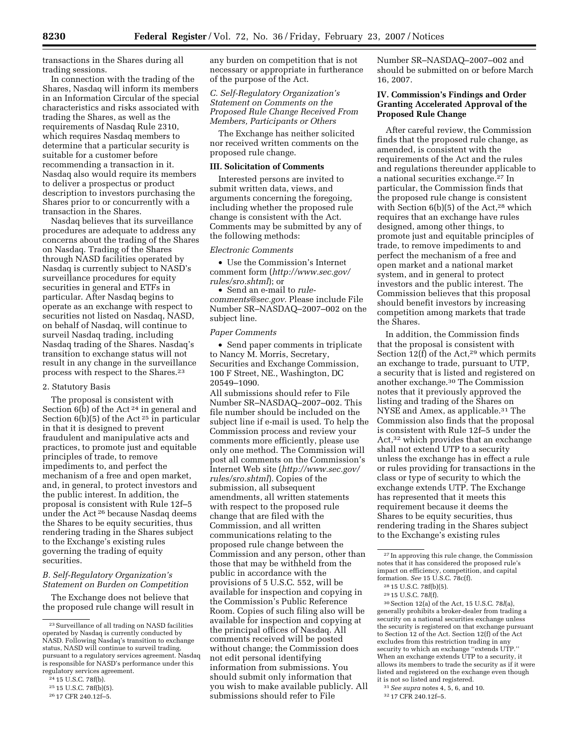transactions in the Shares during all trading sessions.

In connection with the trading of the Shares, Nasdaq will inform its members in an Information Circular of the special characteristics and risks associated with trading the Shares, as well as the requirements of Nasdaq Rule 2310, which requires Nasdaq members to determine that a particular security is suitable for a customer before recommending a transaction in it. Nasdaq also would require its members to deliver a prospectus or product description to investors purchasing the Shares prior to or concurrently with a transaction in the Shares.

Nasdaq believes that its surveillance procedures are adequate to address any concerns about the trading of the Shares on Nasdaq. Trading of the Shares through NASD facilities operated by Nasdaq is currently subject to NASD's surveillance procedures for equity securities in general and ETFs in particular. After Nasdaq begins to operate as an exchange with respect to securities not listed on Nasdaq, NASD, on behalf of Nasdaq, will continue to surveil Nasdaq trading, including Nasdaq trading of the Shares. Nasdaq's transition to exchange status will not result in any change in the surveillance process with respect to the Shares.[23]

2. Statutory Basis

The proposal is consistent with Section 6(b) of the Act [24] in general and Section 6(b)(5) of the Act [25] in particular in that it is designed to prevent fraudulent and manipulative acts and practices, to promote just and equitable principles of trade, to remove impediments to, and perfect the mechanism of a free and open market, and, in general, to protect investors and the public interest. In addition, the proposal is consistent with Rule 12f–5 under the Act [26] because Nasdaq deems the Shares to be equity securities, thus rendering trading in the Shares subject to the Exchange's existing rules governing the trading of equity securities.

### *B. Self-Regulatory Organization's Statement on Burden on Competition*

The Exchange does not believe that the proposed rule change will result in any burden on competition that is not necessary or appropriate in furtherance of the purpose of the Act.

### *C. Self-Regulatory Organization's Statement on Comments on the Proposed Rule Change Received From Members, Participants or Others*

The Exchange has neither solicited nor received written comments on the proposed rule change.

## III. Solicitation of Comments

Interested persons are invited to submit written data, views, and arguments concerning the foregoing, including whether the proposed rule change is consistent with the Act. Comments may be submitted by any of the following methods:

*Electronic Comments*

- Use the Commission's Internet comment form (*http://www.sec.gov/rules/sro.shtml*); or
- Send an e-mail to *rule-comments@sec.gov.* Please include File Number SR–NASDAQ–2007–002 on the subject line.

*Paper Comments*

- Send paper comments in triplicate to Nancy M. Morris, Secretary, Securities and Exchange Commission, 100 F Street, NE., Washington, DC 20549–1090.

All submissions should refer to File Number SR–NASDAQ–2007–002. This file number should be included on the subject line if e-mail is used. To help the Commission process and review your comments more efficiently, please use only one method. The Commission will post all comments on the Commission's Internet Web site (*http://www.sec.gov/rules/sro.shtml*). Copies of the submission, all subsequent amendments, all written statements with respect to the proposed rule change that are filed with the Commission, and all written communications relating to the proposed rule change between the Commission and any person, other than those that may be withheld from the public in accordance with the provisions of 5 U.S.C. 552, will be available for inspection and copying in the Commission's Public Reference Room. Copies of such filing also will be available for inspection and copying at the principal offices of Nasdaq. All comments received will be posted without change; the Commission does not edit personal identifying information from submissions. You should submit only information that you wish to make available publicly. All submissions should refer to File Number SR–NASDAQ–2007–002 and should be submitted on or before March 16, 2007.

## IV. Commission's Findings and Order Granting Accelerated Approval of the Proposed Rule Change

After careful review, the Commission finds that the proposed rule change, as amended, is consistent with the requirements of the Act and the rules and regulations thereunder applicable to a national securities exchange.[27] In particular, the Commission finds that the proposed rule change is consistent with Section 6(b)(5) of the Act,[28] which requires that an exchange have rules designed, among other things, to promote just and equitable principles of trade, to remove impediments to and perfect the mechanism of a free and open market and a national market system, and in general to protect investors and the public interest. The Commission believes that this proposal should benefit investors by increasing competition among markets that trade the Shares.

In addition, the Commission finds that the proposal is consistent with Section 12(f) of the Act,[29] which permits an exchange to trade, pursuant to UTP, a security that is listed and registered on another exchange.[30] The Commission notes that it previously approved the listing and trading of the Shares on NYSE and Amex, as applicable.[31] The Commission also finds that the proposal is consistent with Rule 12f–5 under the Act,[32] which provides that an exchange shall not extend UTP to a security unless the exchange has in effect a rule or rules providing for transactions in the class or type of security to which the exchange extends UTP. The Exchange has represented that it meets this requirement because it deems the Shares to be equity securities, thus rendering trading in the Shares subject to the Exchange's existing rules

---

[23] Surveillance of all trading on NASD facilities operated by Nasdaq is currently conducted by NASD. Following Nasdaq's transition to exchange status, NASD will continue to surveil trading, pursuant to a regulatory services agreement. Nasdaq is responsible for NASD's performance under this regulatory services agreement.

[24] 15 U.S.C. 78f(b).

[25] 15 U.S.C. 78f(b)(5).

[26] 17 CFR 240.12f–5.

[27] In approving this rule change, the Commission notes that it has considered the proposed rule's impact on efficiency, competition, and capital formation. *See* 15 U.S.C. 78c(f).

[28] 15 U.S.C. 78f(b)(5).

[29] 15 U.S.C. 78*l*(f).

[30] Section 12(a) of the Act, 15 U.S.C. 78*l*(a), generally prohibits a broker-dealer from trading a security on a national securities exchange unless the security is registered on that exchange pursuant to Section 12 of the Act. Section 12(f) of the Act excludes from this restriction trading in any security to which an exchange "extends UTP." When an exchange extends UTP to a security, it allows its members to trade the security as if it were listed and registered on the exchange even though it is not so listed and registered.

[31] *See supra* notes 4, 5, 6, and 10.

[32] 17 CFR 240.12f–5.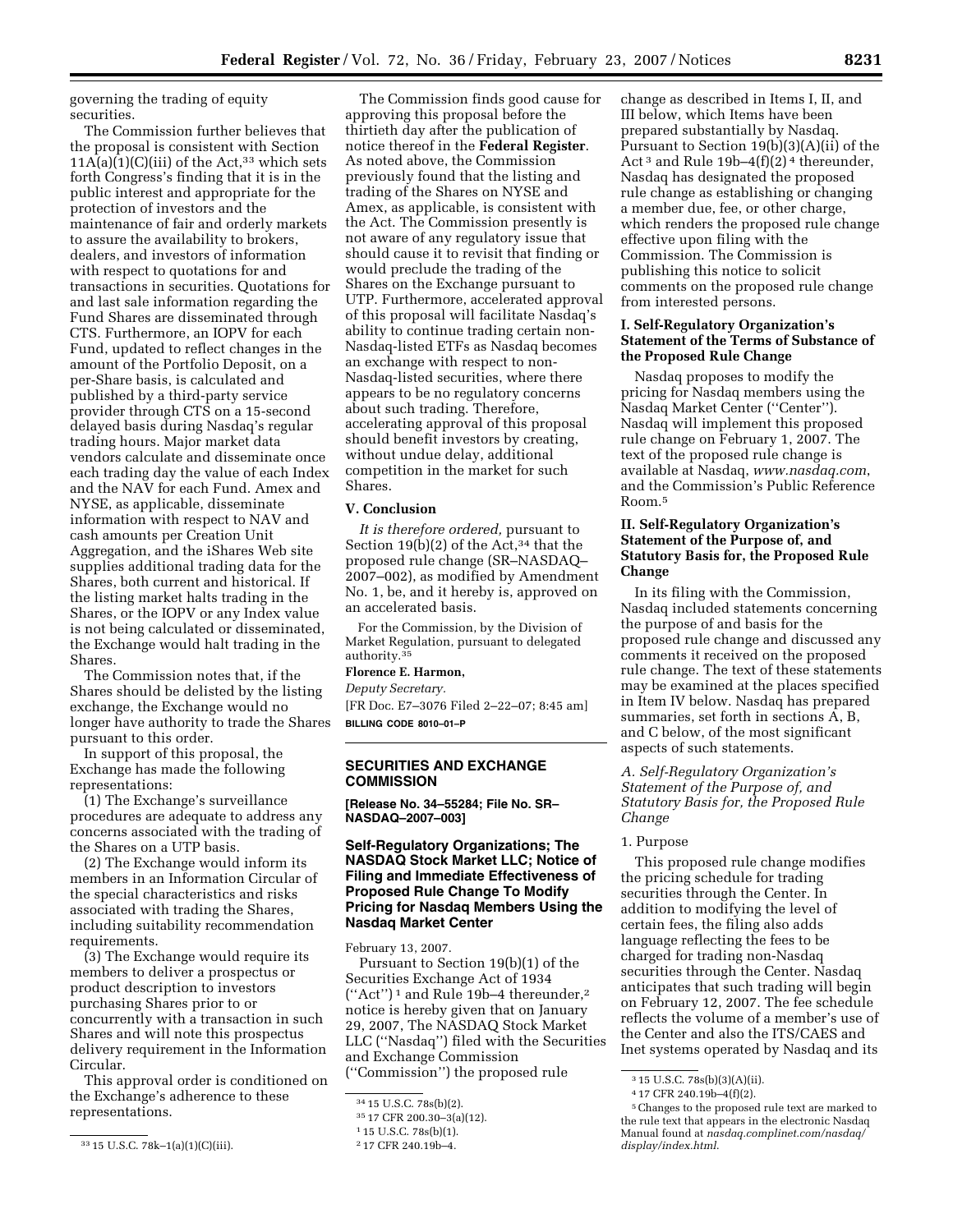governing the trading of equity securities.

The Commission further believes that the proposal is consistent with Section 11A(a)(1)(C)(iii) of the Act,[33] which sets forth Congress's finding that it is in the public interest and appropriate for the protection of investors and the maintenance of fair and orderly markets to assure the availability to brokers, dealers, and investors of information with respect to quotations for and transactions in securities. Quotations for and last sale information regarding the Fund Shares are disseminated through CTS. Furthermore, an IOPV for each Fund, updated to reflect changes in the amount of the Portfolio Deposit, on a per-Share basis, is calculated and published by a third-party service provider through CTS on a 15-second delayed basis during Nasdaq's regular trading hours. Major market data vendors calculate and disseminate once each trading day the value of each Index and the NAV for each Fund. Amex and NYSE, as applicable, disseminate information with respect to NAV and cash amounts per Creation Unit Aggregation, and the iShares Web site supplies additional trading data for the Shares, both current and historical. If the listing market halts trading in the Shares, or the IOPV or any Index value is not being calculated or disseminated, the Exchange would halt trading in the Shares.

The Commission notes that, if the Shares should be delisted by the listing exchange, the Exchange would no longer have authority to trade the Shares pursuant to this order.

In support of this proposal, the Exchange has made the following representations:

(1) The Exchange's surveillance procedures are adequate to address any concerns associated with the trading of the Shares on a UTP basis.

(2) The Exchange would inform its members in an Information Circular of the special characteristics and risks associated with trading the Shares, including suitability recommendation requirements.

(3) The Exchange would require its members to deliver a prospectus or product description to investors purchasing Shares prior to or concurrently with a transaction in such Shares and will note this prospectus delivery requirement in the Information Circular.

This approval order is conditioned on the Exchange's adherence to these representations.

The Commission finds good cause for approving this proposal before the thirtieth day after the publication of notice thereof in the **Federal Register**. As noted above, the Commission previously found that the listing and trading of the Shares on NYSE and Amex, as applicable, is consistent with the Act. The Commission presently is not aware of any regulatory issue that should cause it to revisit that finding or would preclude the trading of the Shares on the Exchange pursuant to UTP. Furthermore, accelerated approval of this proposal will facilitate Nasdaq's ability to continue trading certain non-Nasdaq-listed ETFs as Nasdaq becomes an exchange with respect to non-Nasdaq-listed securities, where there appears to be no regulatory concerns about such trading. Therefore, accelerating approval of this proposal should benefit investors by creating, without undue delay, additional competition in the market for such Shares.

## V. Conclusion

*It is therefore ordered,* pursuant to Section 19(b)(2) of the Act,[34] that the proposed rule change (SR–NASDAQ–2007–002), as modified by Amendment No. 1, be, and it hereby is, approved on an accelerated basis.

For the Commission, by the Division of Market Regulation, pursuant to delegated authority.[35]

**Florence E. Harmon,**

*Deputy Secretary.*

[FR Doc. E7–3076 Filed 2–22–07; 8:45 am]

**BILLING CODE 8010–01–P**

---

## SECURITIES AND EXCHANGE COMMISSION

**[Release No. 34–55284; File No. SR–NASDAQ–2007–003]**

### Self-Regulatory Organizations; The NASDAQ Stock Market LLC; Notice of Filing and Immediate Effectiveness of Proposed Rule Change To Modify Pricing for Nasdaq Members Using the Nasdaq Market Center

February 13, 2007.

Pursuant to Section 19(b)(1) of the Securities Exchange Act of 1934 (''Act'')[1] and Rule 19b–4 thereunder,[2] notice is hereby given that on January 29, 2007, The NASDAQ Stock Market LLC (''Nasdaq'') filed with the Securities and Exchange Commission (''Commission'') the proposed rule change as described in Items I, II, and III below, which Items have been prepared substantially by Nasdaq. Pursuant to Section 19(b)(3)(A)(ii) of the Act[3] and Rule 19b–4(f)(2)[4] thereunder, Nasdaq has designated the proposed rule change as establishing or changing a member due, fee, or other charge, which renders the proposed rule change effective upon filing with the Commission. The Commission is publishing this notice to solicit comments on the proposed rule change from interested persons.

### I. Self-Regulatory Organization's Statement of the Terms of Substance of the Proposed Rule Change

Nasdaq proposes to modify the pricing for Nasdaq members using the Nasdaq Market Center (''Center''). Nasdaq will implement this proposed rule change on February 1, 2007. The text of the proposed rule change is available at Nasdaq, *www.nasdaq.com*, and the Commission's Public Reference Room.[5]

### II. Self-Regulatory Organization's Statement of the Purpose of, and Statutory Basis for, the Proposed Rule Change

In its filing with the Commission, Nasdaq included statements concerning the purpose of and basis for the proposed rule change and discussed any comments it received on the proposed rule change. The text of these statements may be examined at the places specified in Item IV below. Nasdaq has prepared summaries, set forth in sections A, B, and C below, of the most significant aspects of such statements.

*A. Self-Regulatory Organization's Statement of the Purpose of, and Statutory Basis for, the Proposed Rule Change*

1. Purpose

This proposed rule change modifies the pricing schedule for trading securities through the Center. In addition to modifying the level of certain fees, the filing also adds language reflecting the fees to be charged for trading non-Nasdaq securities through the Center. Nasdaq anticipates that such trading will begin on February 12, 2007. The fee schedule reflects the volume of a member's use of the Center and also the ITS/CAES and Inet systems operated by Nasdaq and its

---

[33] 15 U.S.C. 78k–1(a)(1)(C)(iii).

[34] 15 U.S.C. 78s(b)(2).

[35] 17 CFR 200.30–3(a)(12).

[1] 15 U.S.C. 78s(b)(1).

[2] 17 CFR 240.19b–4.

[3] 15 U.S.C. 78s(b)(3)(A)(ii).

[4] 17 CFR 240.19b–4(f)(2).

[5] Changes to the proposed rule text are marked to the rule text that appears in the electronic Nasdaq Manual found at *nasdaq.complinet.com/nasdaq/display/index.html*.